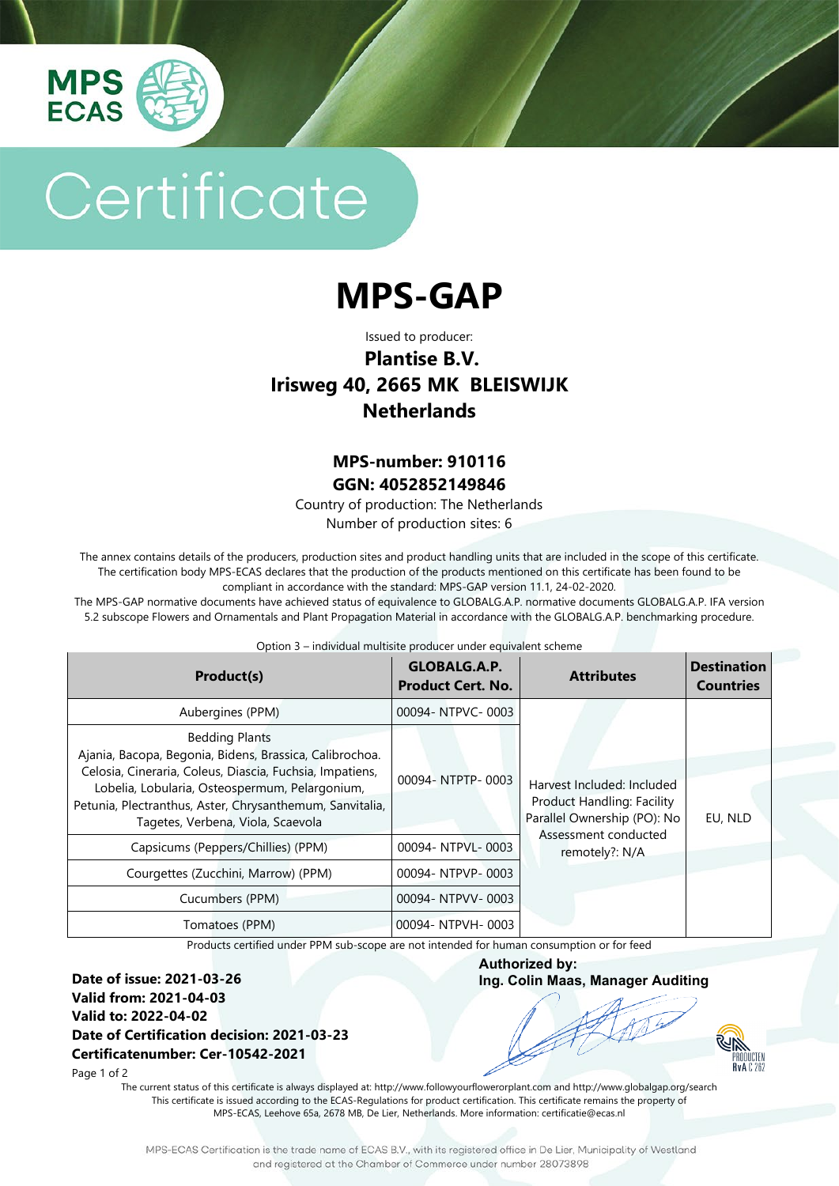MPS ECAS

# Certificate

# MPS-GAP

Issued to producer:

**Plantise B.V.**
**Irisweg 40, 2665 MK BLEISWIJK**
**Netherlands**

**MPS-number: 910116**
**GGN: 4052852149846**

Country of production: The Netherlands
Number of production sites: 6

The annex contains details of the producers, production sites and product handling units that are included in the scope of this certificate. The certification body MPS-ECAS declares that the production of the products mentioned on this certificate has been found to be compliant in accordance with the standard: MPS-GAP version 11.1, 24-02-2020.
The MPS-GAP normative documents have achieved status of equivalence to GLOBALG.A.P. normative documents GLOBALG.A.P. IFA version 5.2 subscope Flowers and Ornamentals and Plant Propagation Material in accordance with the GLOBALG.A.P. benchmarking procedure.

Option 3 – individual multisite producer under equivalent scheme

| Product(s) | GLOBALG.A.P. Product Cert. No. | Attributes | Destination Countries |
|---|---|---|---|
| Aubergines (PPM) | 00094- NTPVC- 0003 | Harvest Included: Included Product Handling: Facility Parallel Ownership (PO): No Assessment conducted remotely?: N/A | EU, NLD |
| Bedding Plants Ajania, Bacopa, Begonia, Bidens, Brassica, Calibrochoa. Celosia, Cineraria, Coleus, Diascia, Fuchsia, Impatiens, Lobelia, Lobularia, Osteospermum, Pelargonium, Petunia, Plectranthus, Aster, Chrysanthemum, Sanvitalia, Tagetes, Verbena, Viola, Scaevola | 00094- NTPTP- 0003 | | |
| Capsicums (Peppers/Chillies) (PPM) | 00094- NTPVL- 0003 | | |
| Courgettes (Zucchini, Marrow) (PPM) | 00094- NTPVP- 0003 | | |
| Cucumbers (PPM) | 00094- NTPVV- 0003 | | |
| Tomatoes (PPM) | 00094- NTPVH- 0003 | | |

Products certified under PPM sub-scope are not intended for human consumption or for feed

**Date of issue: 2021-03-26**
**Valid from: 2021-04-03**
**Valid to: 2022-04-02**
**Date of Certification decision: 2021-03-23**
**Certificatenumber: Cer-10542-2021**

**Authorized by:**
**Ing. Colin Maas, Manager Auditing**

RvA C 282

The current status of this certificate is always displayed at: http://www.followyourfloweroplant.com and http://www.globalgap.org/search
This certificate is issued according to the ECAS-Regulations for product certification. This certificate remains the property of MPS-ECAS, Leehove 65a, 2678 MB, De Lier, Netherlands. More information: certificatie@ecas.nl

MPS-ECAS Certification is the trade name of ECAS B.V., with its registered office in De Lier, Municipality of Westland and registered at the Chamber of Commerce under number 28073898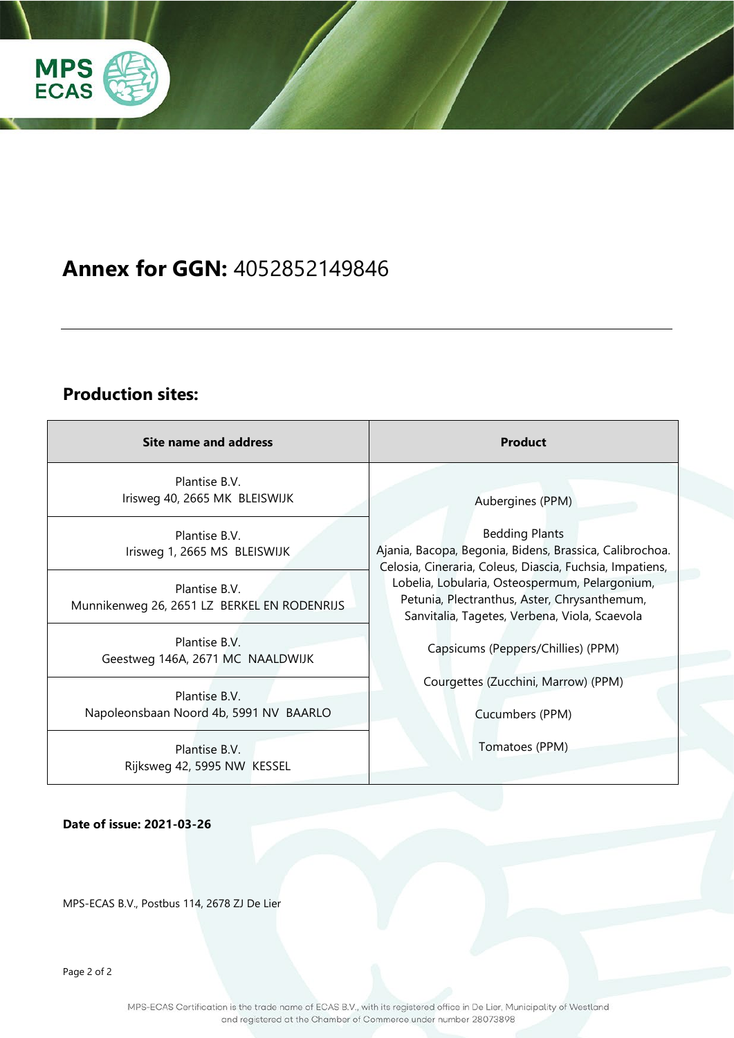# **Annex for GGN:** 4052852149846

## Production sites:

| Site name and address | Product |
|---|---|
| Plantise B.V.<br>Irisweg 40, 2665 MK BLEISWIJK | Aubergines (PPM)<br><br>Bedding Plants<br>Ajania, Bacopa, Begonia, Bidens, Brassica, Calibrochoa. Celosia, Cineraria, Coleus, Diascia, Fuchsia, Impatiens, Lobelia, Lobularia, Osteospermum, Pelargonium, Petunia, Plectranthus, Aster, Chrysanthemum, Sanvitalia, Tagetes, Verbena, Viola, Scaevola<br><br>Capsicums (Peppers/Chillies) (PPM)<br><br>Courgettes (Zucchini, Marrow) (PPM)<br><br>Cucumbers (PPM)<br><br>Tomatoes (PPM) |
| Plantise B.V.<br>Irisweg 1, 2665 MS BLEISWIJK | |
| Plantise B.V.<br>Munnikenweg 26, 2651 LZ BERKEL EN RODENRIJS | |
| Plantise B.V.<br>Geestweg 146A, 2671 MC NAALDWIJK | |
| Plantise B.V.<br>Napoleonsbaan Noord 4b, 5991 NV BAARLO | |
| Plantise B.V.<br>Rijksweg 42, 5995 NW KESSEL | |

**Date of issue: 2021-03-26**

MPS-ECAS B.V., Postbus 114, 2678 ZJ De Lier

MPS-ECAS Certification is the trade name of ECAS B.V., with its registered office in De Lier, Municipality of Westland and registered at the Chamber of Commerce under number 28073898